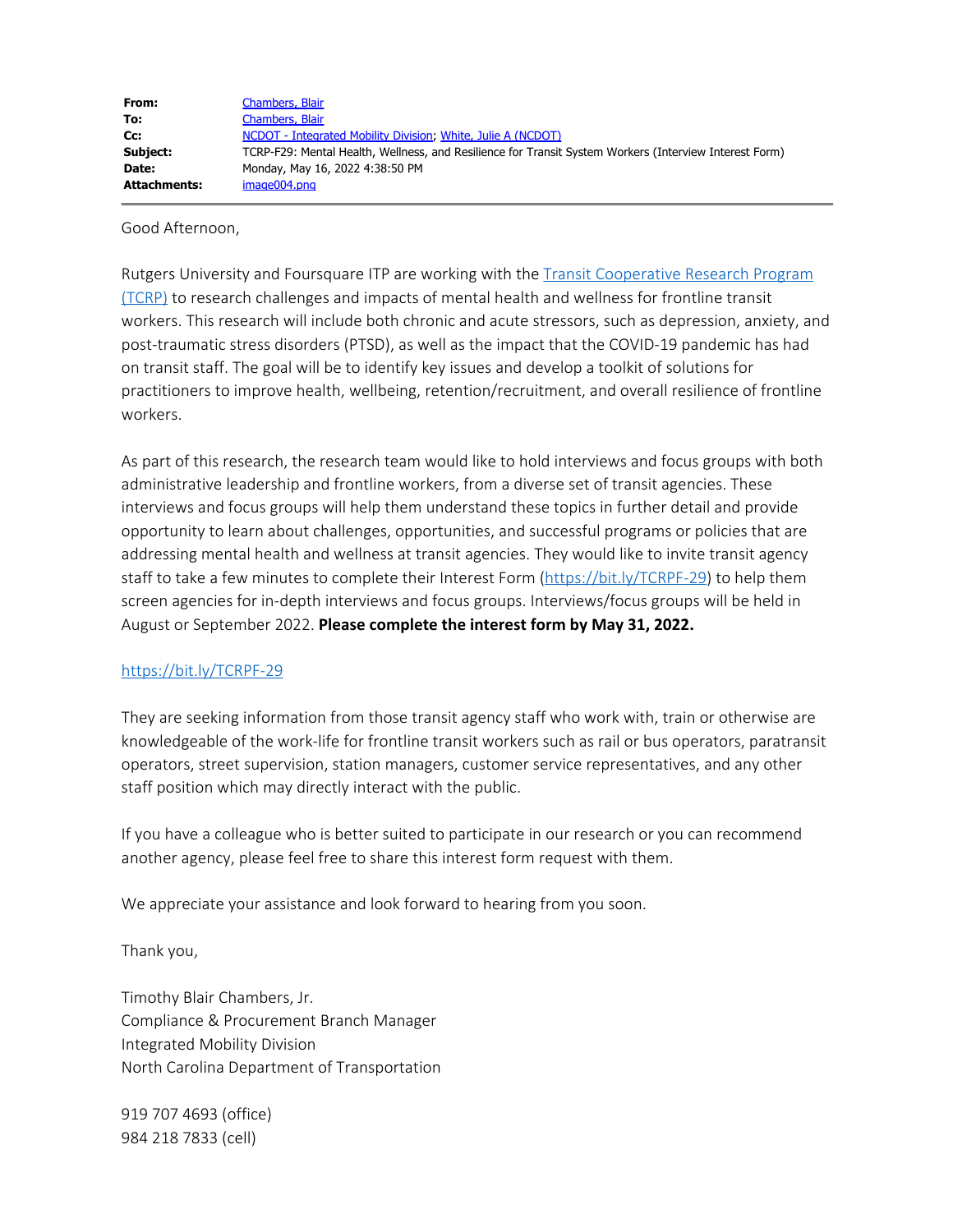| | |
|---|---|
| **From:** | Chambers, Blair |
| **To:** | Chambers, Blair |
| **Cc:** | NCDOT - Integrated Mobility Division; White, Julie A (NCDOT) |
| **Subject:** | TCRP-F29: Mental Health, Wellness, and Resilience for Transit System Workers (Interview Interest Form) |
| **Date:** | Monday, May 16, 2022 4:38:50 PM |
| **Attachments:** | image004.png |

Good Afternoon,

Rutgers University and Foursquare ITP are working with the Transit Cooperative Research Program (TCRP) to research challenges and impacts of mental health and wellness for frontline transit workers. This research will include both chronic and acute stressors, such as depression, anxiety, and post-traumatic stress disorders (PTSD), as well as the impact that the COVID-19 pandemic has had on transit staff. The goal will be to identify key issues and develop a toolkit of solutions for practitioners to improve health, wellbeing, retention/recruitment, and overall resilience of frontline workers.

As part of this research, the research team would like to hold interviews and focus groups with both administrative leadership and frontline workers, from a diverse set of transit agencies. These interviews and focus groups will help them understand these topics in further detail and provide opportunity to learn about challenges, opportunities, and successful programs or policies that are addressing mental health and wellness at transit agencies. They would like to invite transit agency staff to take a few minutes to complete their Interest Form (https://bit.ly/TCRPF-29) to help them screen agencies for in-depth interviews and focus groups. Interviews/focus groups will be held in August or September 2022. **Please complete the interest form by May 31, 2022.**

https://bit.ly/TCRPF-29

They are seeking information from those transit agency staff who work with, train or otherwise are knowledgeable of the work-life for frontline transit workers such as rail or bus operators, paratransit operators, street supervision, station managers, customer service representatives, and any other staff position which may directly interact with the public.

If you have a colleague who is better suited to participate in our research or you can recommend another agency, please feel free to share this interest form request with them.

We appreciate your assistance and look forward to hearing from you soon.

Thank you,

Timothy Blair Chambers, Jr.
Compliance & Procurement Branch Manager
Integrated Mobility Division
North Carolina Department of Transportation

919 707 4693 (office)
984 218 7833 (cell)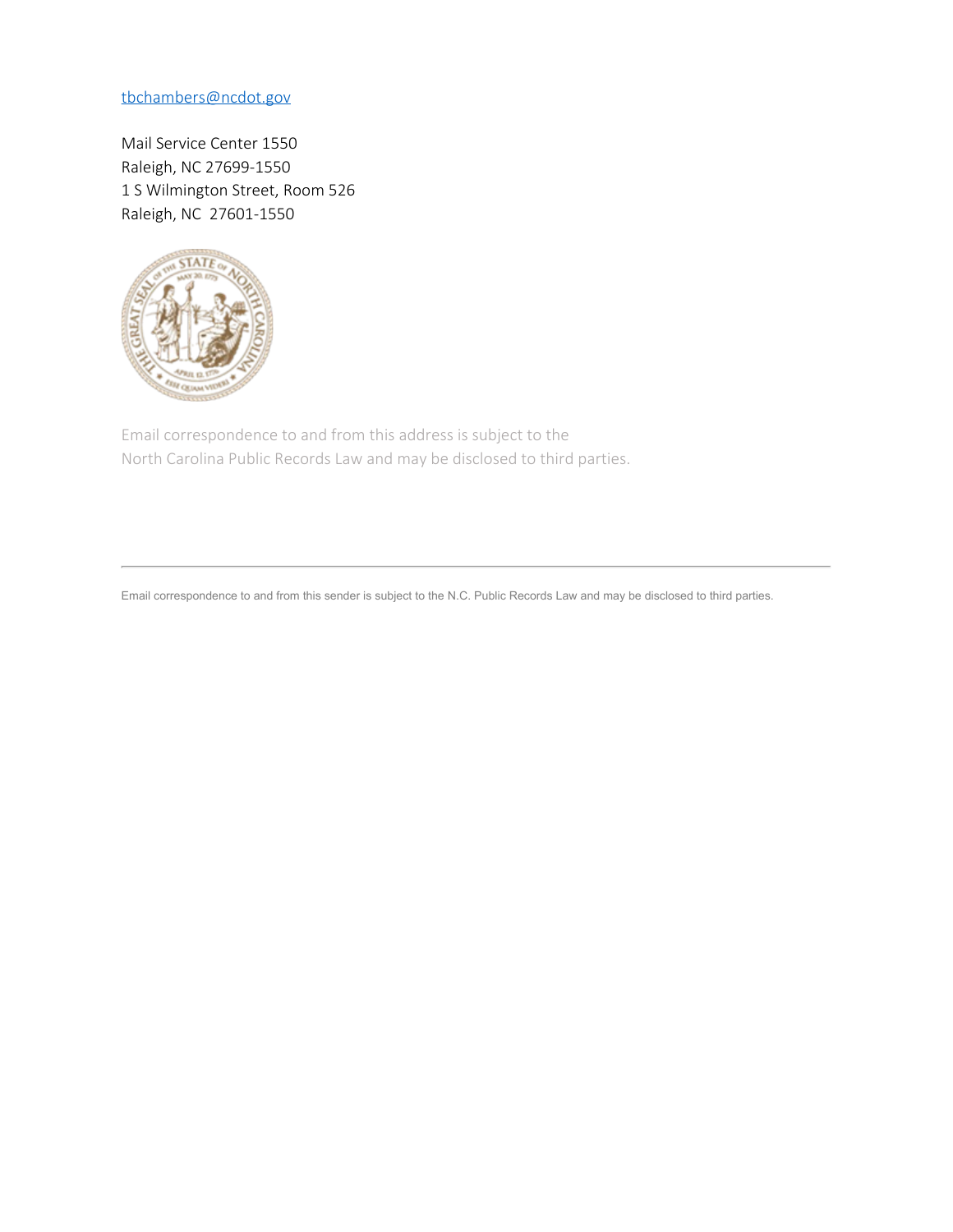tbchambers@ncdot.gov

Mail Service Center 1550
Raleigh, NC 27699-1550
1 S Wilmington Street, Room 526
Raleigh, NC  27601-1550

Email correspondence to and from this address is subject to the
North Carolina Public Records Law and may be disclosed to third parties.

---

Email correspondence to and from this sender is subject to the N.C. Public Records Law and may be disclosed to third parties.